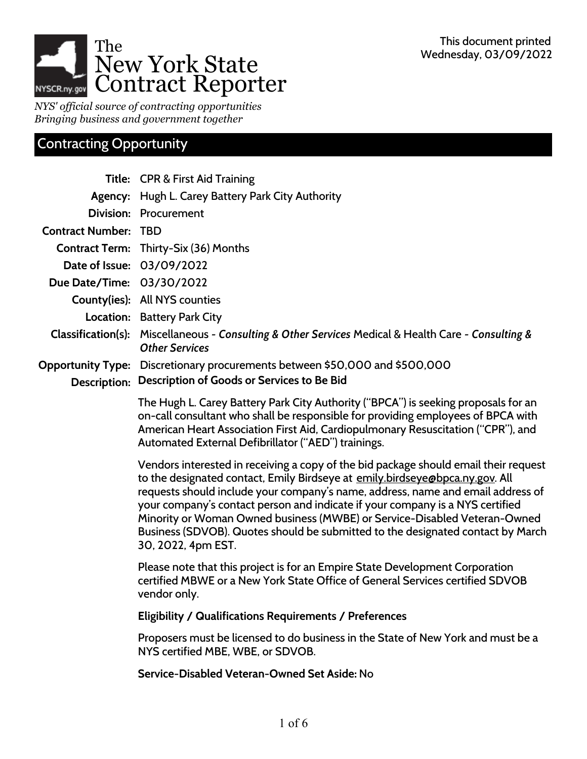# The New York State Contract Reporter

*NYS' official source of contracting opportunities*
*Bringing business and government together*

This document printed Wednesday, 03/09/2022

## Contracting Opportunity

**Title:** CPR & First Aid Training

**Agency:** Hugh L. Carey Battery Park City Authority

**Division:** Procurement

**Contract Number:** TBD

**Contract Term:** Thirty-Six (36) Months

**Date of Issue:** 03/09/2022

**Due Date/Time:** 03/30/2022

**County(ies):** All NYS counties

**Location:** Battery Park City

**Classification(s):** Miscellaneous - *Consulting & Other Services* Medical & Health Care - *Consulting & Other Services*

**Opportunity Type:** Discretionary procurements between $50,000 and $500,000

**Description:** **Description of Goods or Services to Be Bid**

The Hugh L. Carey Battery Park City Authority ("BPCA") is seeking proposals for an on-call consultant who shall be responsible for providing employees of BPCA with American Heart Association First Aid, Cardiopulmonary Resuscitation ("CPR"), and Automated External Defibrillator ("AED") trainings.

Vendors interested in receiving a copy of the bid package should email their request to the designated contact, Emily Birdseye at emily.birdseye@bpca.ny.gov. All requests should include your company's name, address, name and email address of your company's contact person and indicate if your company is a NYS certified Minority or Woman Owned business (MWBE) or Service-Disabled Veteran-Owned Business (SDVOB). Quotes should be submitted to the designated contact by March 30, 2022, 4pm EST.

Please note that this project is for an Empire State Development Corporation certified MBWE or a New York State Office of General Services certified SDVOB vendor only.

**Eligibility / Qualifications Requirements / Preferences**

Proposers must be licensed to do business in the State of New York and must be a NYS certified MBE, WBE, or SDVOB.

**Service-Disabled Veteran-Owned Set Aside:** No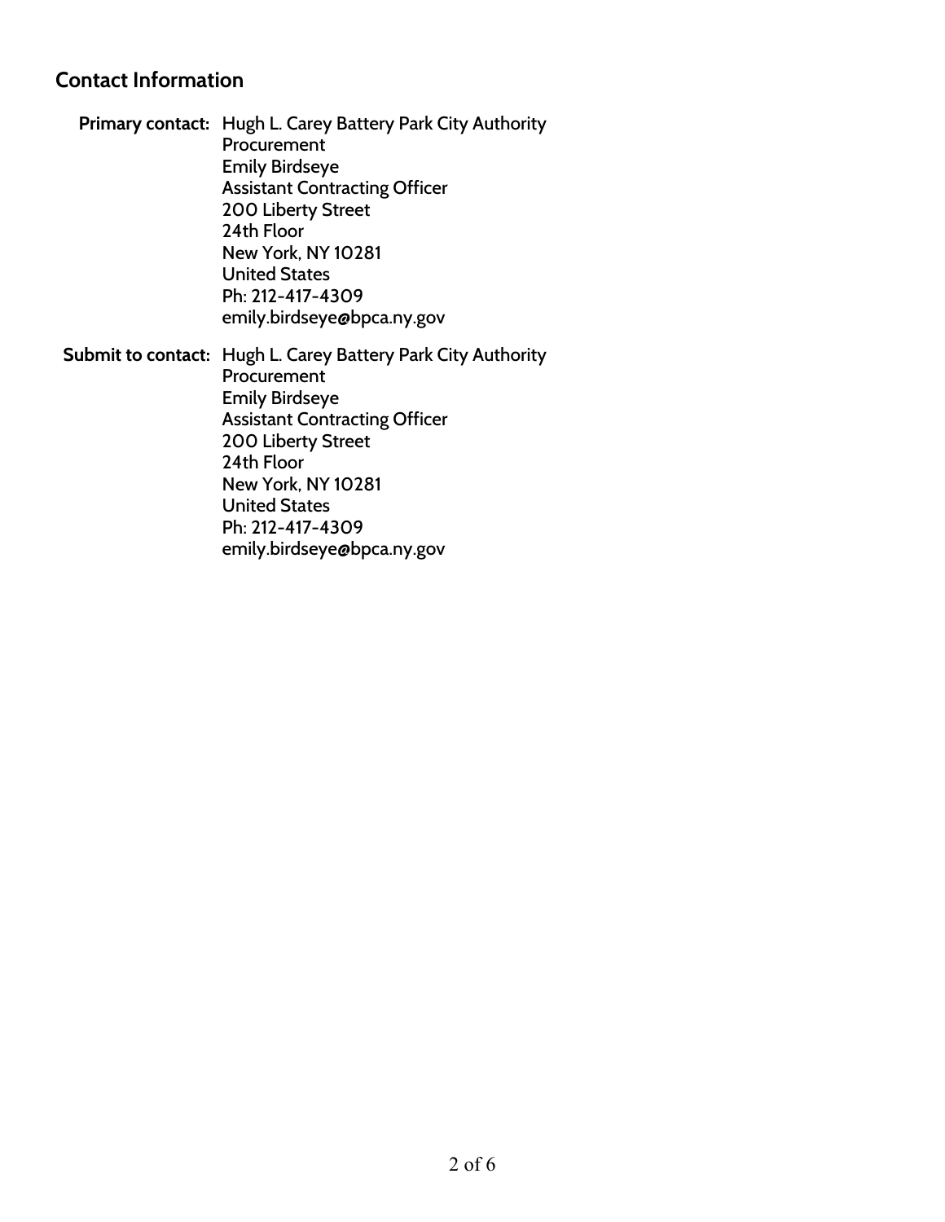## Contact Information

**Primary contact:** Hugh L. Carey Battery Park City Authority
Procurement
Emily Birdseye
Assistant Contracting Officer
200 Liberty Street
24th Floor
New York, NY 10281
United States
Ph: 212-417-4309
emily.birdseye@bpca.ny.gov

**Submit to contact:** Hugh L. Carey Battery Park City Authority
Procurement
Emily Birdseye
Assistant Contracting Officer
200 Liberty Street
24th Floor
New York, NY 10281
United States
Ph: 212-417-4309
emily.birdseye@bpca.ny.gov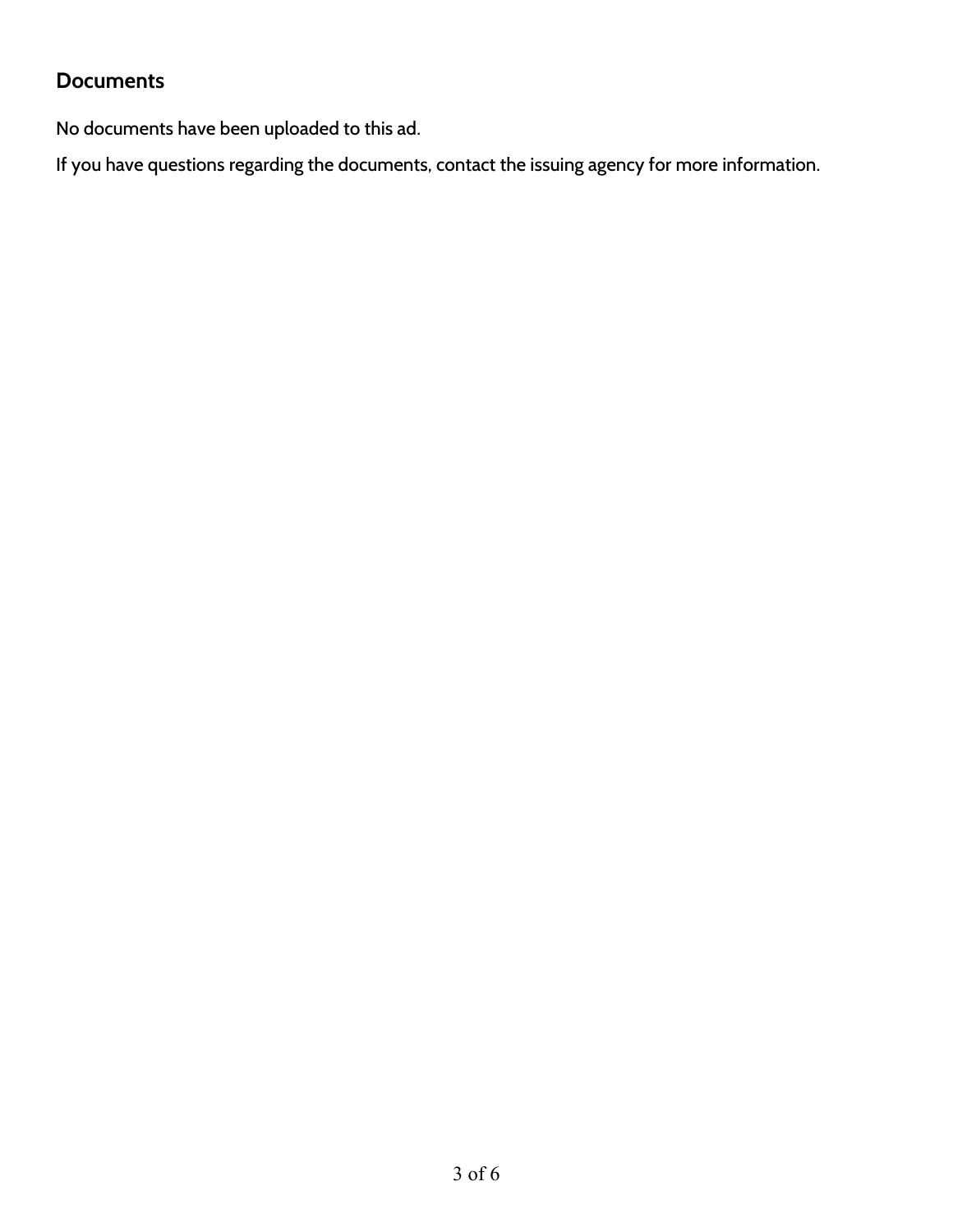## Documents

No documents have been uploaded to this ad.

If you have questions regarding the documents, contact the issuing agency for more information.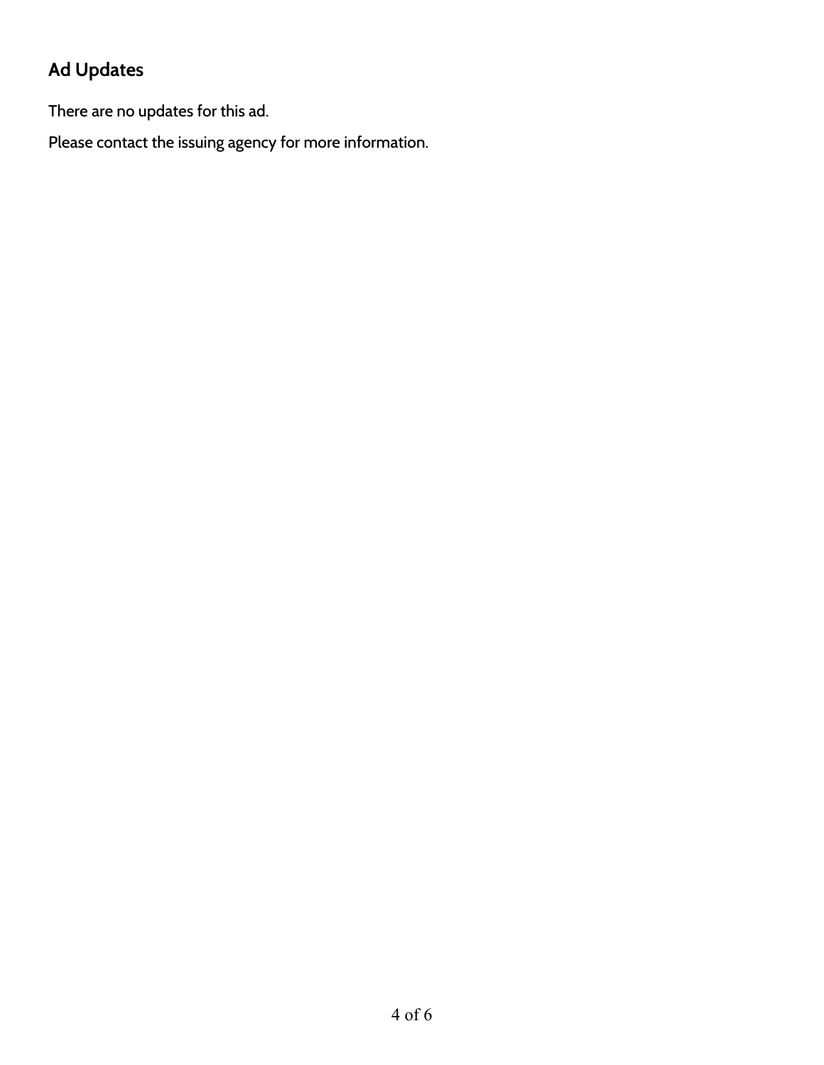## Ad Updates

There are no updates for this ad.

Please contact the issuing agency for more information.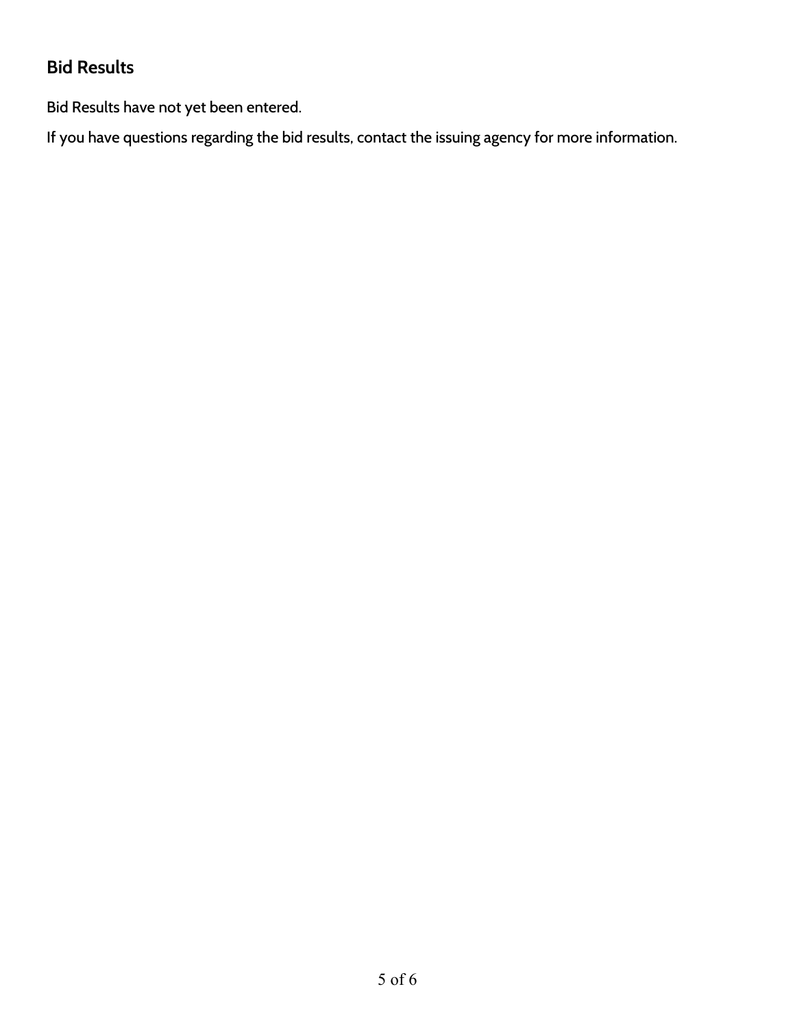## Bid Results

Bid Results have not yet been entered.

If you have questions regarding the bid results, contact the issuing agency for more information.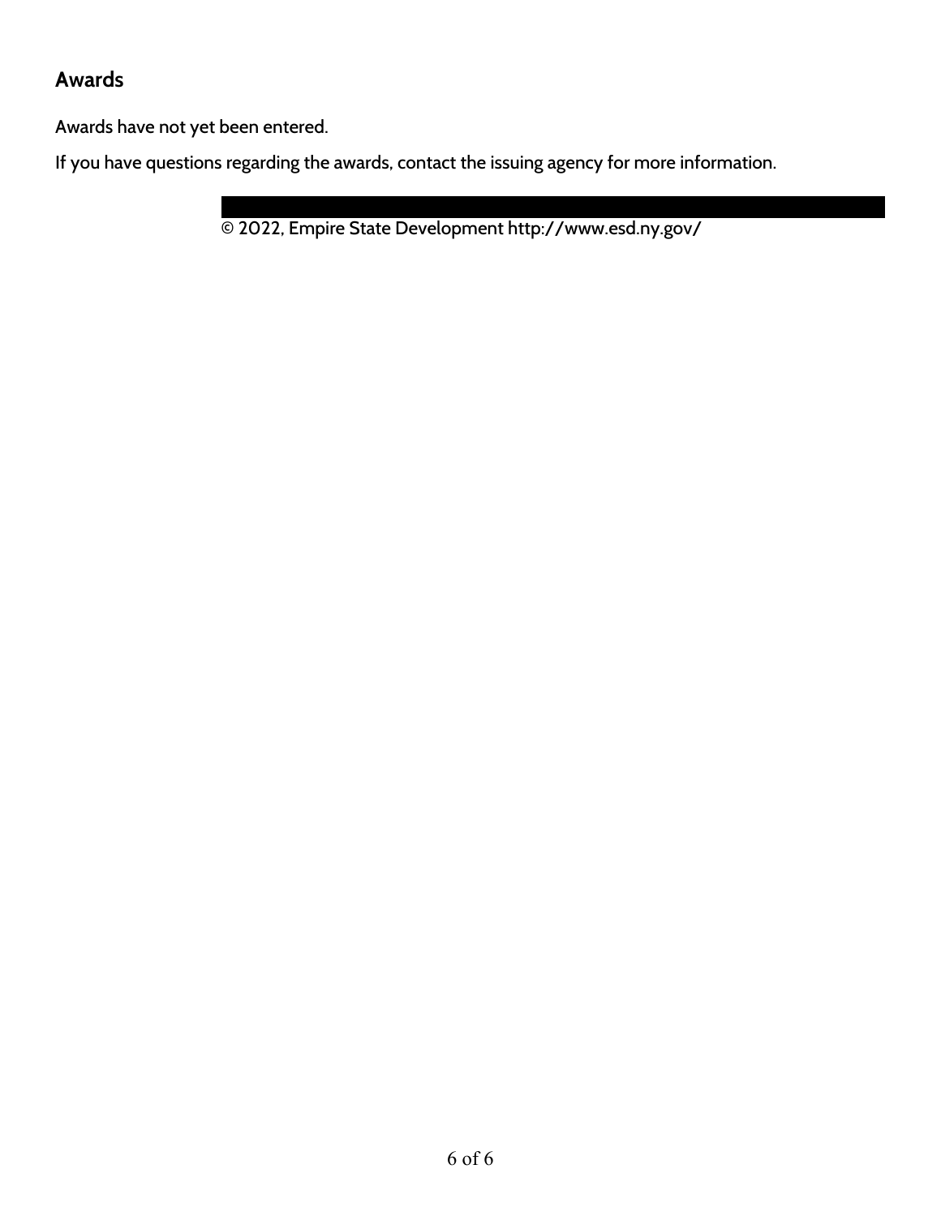## Awards

Awards have not yet been entered.

If you have questions regarding the awards, contact the issuing agency for more information.

© 2022, Empire State Development http://www.esd.ny.gov/